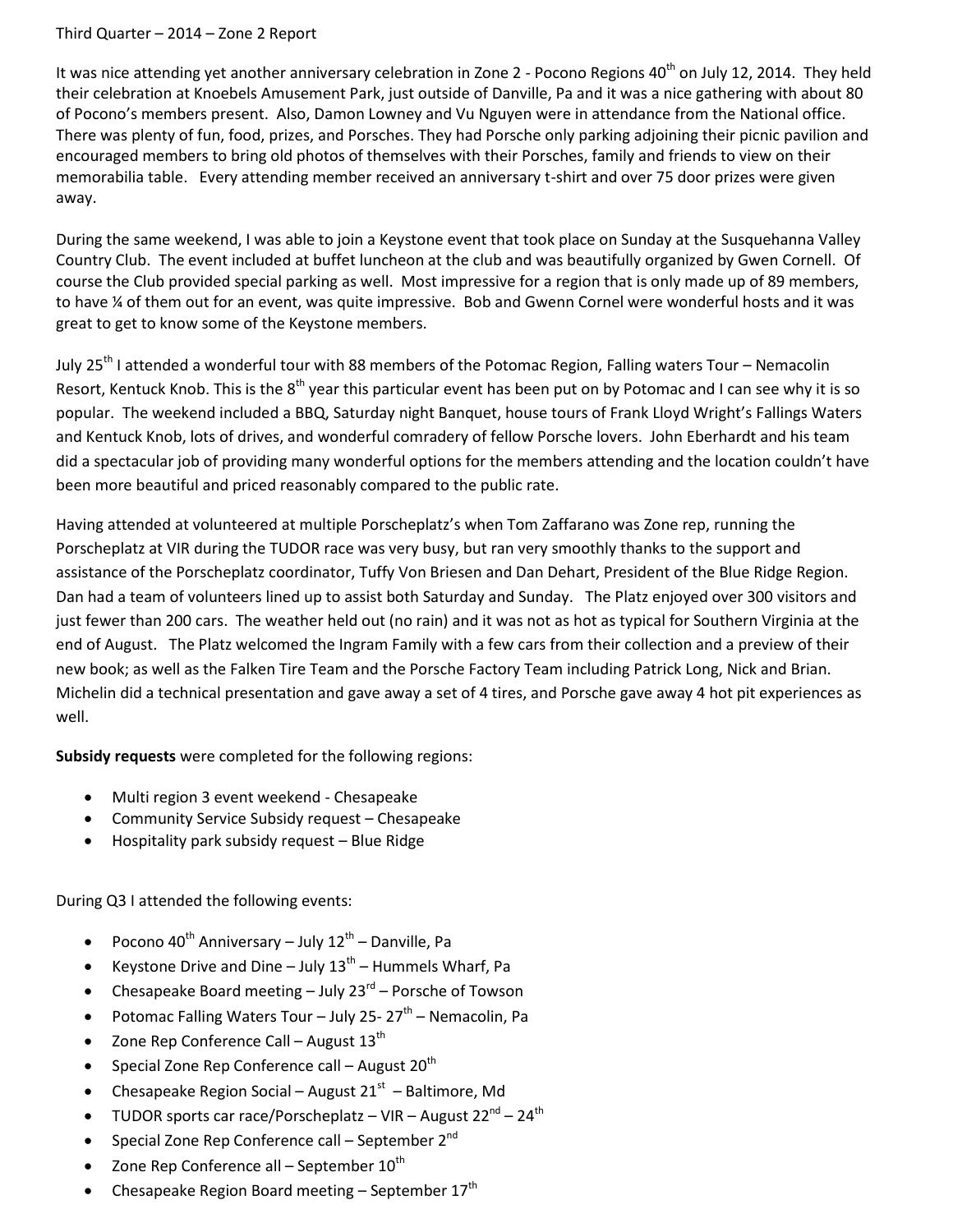Third Quarter – 2014 – Zone 2 Report

It was nice attending yet another anniversary celebration in Zone 2 - Pocono Regions 40th on July 12, 2014. They held their celebration at Knoebels Amusement Park, just outside of Danville, Pa and it was a nice gathering with about 80 of Pocono's members present. Also, Damon Lowney and Vu Nguyen were in attendance from the National office. There was plenty of fun, food, prizes, and Porsches. They had Porsche only parking adjoining their picnic pavilion and encouraged members to bring old photos of themselves with their Porsches, family and friends to view on their memorabilia table. Every attending member received an anniversary t-shirt and over 75 door prizes were given away.

During the same weekend, I was able to join a Keystone event that took place on Sunday at the Susquehanna Valley Country Club. The event included at buffet luncheon at the club and was beautifully organized by Gwen Cornell. Of course the Club provided special parking as well. Most impressive for a region that is only made up of 89 members, to have ¼ of them out for an event, was quite impressive. Bob and Gwenn Cornel were wonderful hosts and it was great to get to know some of the Keystone members.

July 25th I attended a wonderful tour with 88 members of the Potomac Region, Falling waters Tour – Nemacolin Resort, Kentuck Knob. This is the 8th year this particular event has been put on by Potomac and I can see why it is so popular. The weekend included a BBQ, Saturday night Banquet, house tours of Frank Lloyd Wright's Fallings Waters and Kentuck Knob, lots of drives, and wonderful comradery of fellow Porsche lovers. John Eberhardt and his team did a spectacular job of providing many wonderful options for the members attending and the location couldn't have been more beautiful and priced reasonably compared to the public rate.

Having attended at volunteered at multiple Porscheplatz's when Tom Zaffarano was Zone rep, running the Porscheplatz at VIR during the TUDOR race was very busy, but ran very smoothly thanks to the support and assistance of the Porscheplatz coordinator, Tuffy Von Briesen and Dan Dehart, President of the Blue Ridge Region. Dan had a team of volunteers lined up to assist both Saturday and Sunday. The Platz enjoyed over 300 visitors and just fewer than 200 cars. The weather held out (no rain) and it was not as hot as typical for Southern Virginia at the end of August. The Platz welcomed the Ingram Family with a few cars from their collection and a preview of their new book; as well as the Falken Tire Team and the Porsche Factory Team including Patrick Long, Nick and Brian. Michelin did a technical presentation and gave away a set of 4 tires, and Porsche gave away 4 hot pit experiences as well.

**Subsidy requests** were completed for the following regions:

- Multi region 3 event weekend - Chesapeake
- Community Service Subsidy request – Chesapeake
- Hospitality park subsidy request – Blue Ridge

During Q3 I attended the following events:

- Pocono 40th Anniversary – July 12th – Danville, Pa
- Keystone Drive and Dine – July 13th – Hummels Wharf, Pa
- Chesapeake Board meeting – July 23rd – Porsche of Towson
- Potomac Falling Waters Tour – July 25- 27th – Nemacolin, Pa
- Zone Rep Conference Call – August 13th
- Special Zone Rep Conference call – August 20th
- Chesapeake Region Social – August 21st – Baltimore, Md
- TUDOR sports car race/Porscheplatz – VIR – August 22nd – 24th
- Special Zone Rep Conference call – September 2nd
- Zone Rep Conference all – September 10th
- Chesapeake Region Board meeting – September 17th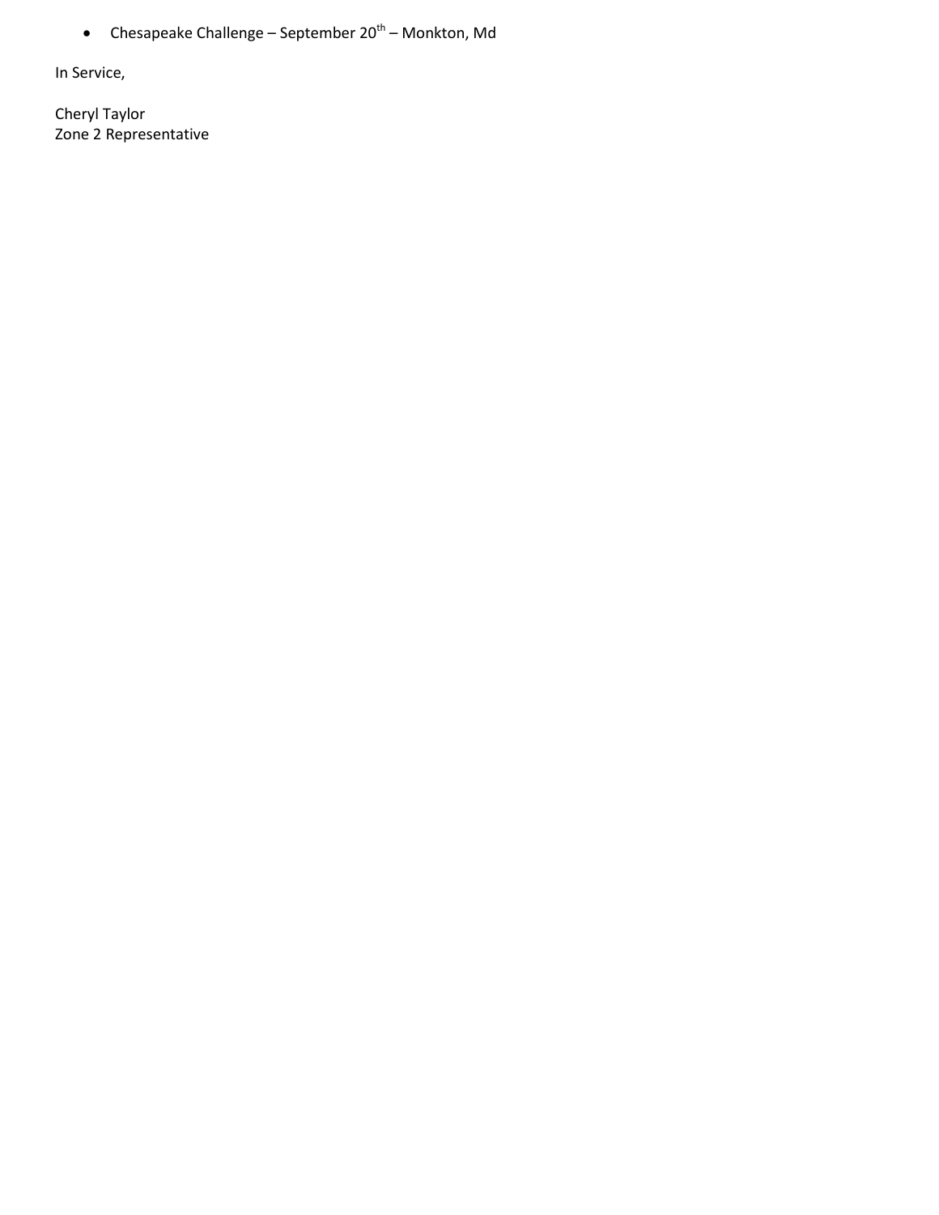- Chesapeake Challenge – September 20th – Monkton, Md

In Service,

Cheryl Taylor
Zone 2 Representative